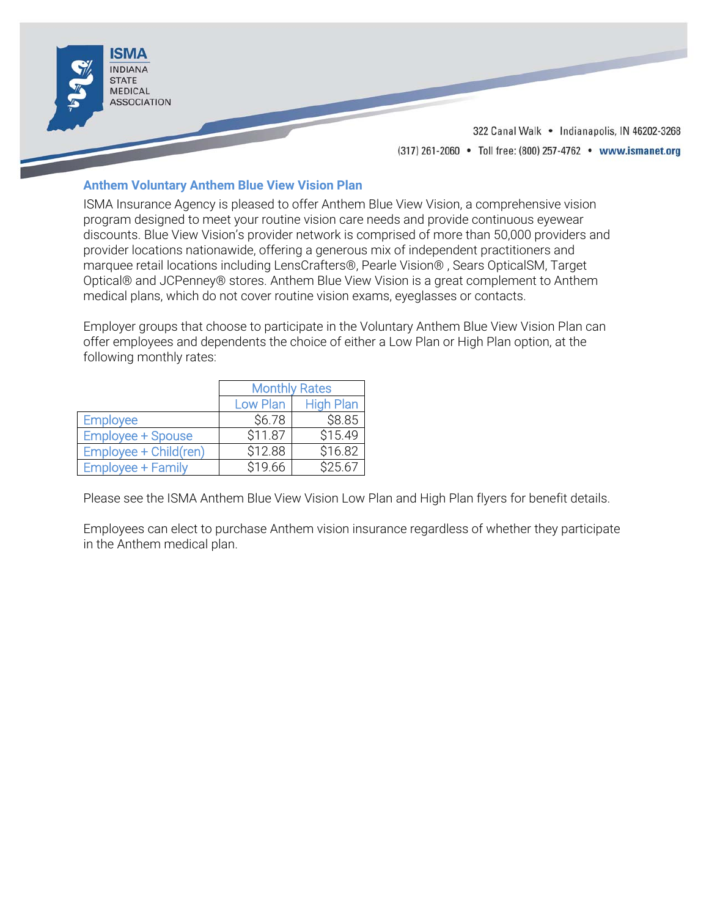ISMA
INDIANA
STATE
MEDICAL
ASSOCIATION

322 Canal Walk • Indianapolis, IN 46202-3268
(317) 261-2060 • Toll free: (800) 257-4762 • www.ismanet.org

## Anthem Voluntary Anthem Blue View Vision Plan

ISMA Insurance Agency is pleased to offer Anthem Blue View Vision, a comprehensive vision program designed to meet your routine vision care needs and provide continuous eyewear discounts. Blue View Vision's provider network is comprised of more than 50,000 providers and provider locations nationawide, offering a generous mix of independent practitioners and marquee retail locations including LensCrafters®, Pearle Vision® , Sears OpticalSM, Target Optical® and JCPenney® stores. Anthem Blue View Vision is a great complement to Anthem medical plans, which do not cover routine vision exams, eyeglasses or contacts.

Employer groups that choose to participate in the Voluntary Anthem Blue View Vision Plan can offer employees and dependents the choice of either a Low Plan or High Plan option, at the following monthly rates:

| | Monthly Rates | |
|---|---|---|
| | Low Plan | High Plan |
| Employee | $6.78 | $8.85 |
| Employee + Spouse | $11.87 | $15.49 |
| Employee + Child(ren) | $12.88 | $16.82 |
| Employee + Family | $19.66 | $25.67 |

Please see the ISMA Anthem Blue View Vision Low Plan and High Plan flyers for benefit details.

Employees can elect to purchase Anthem vision insurance regardless of whether they participate in the Anthem medical plan.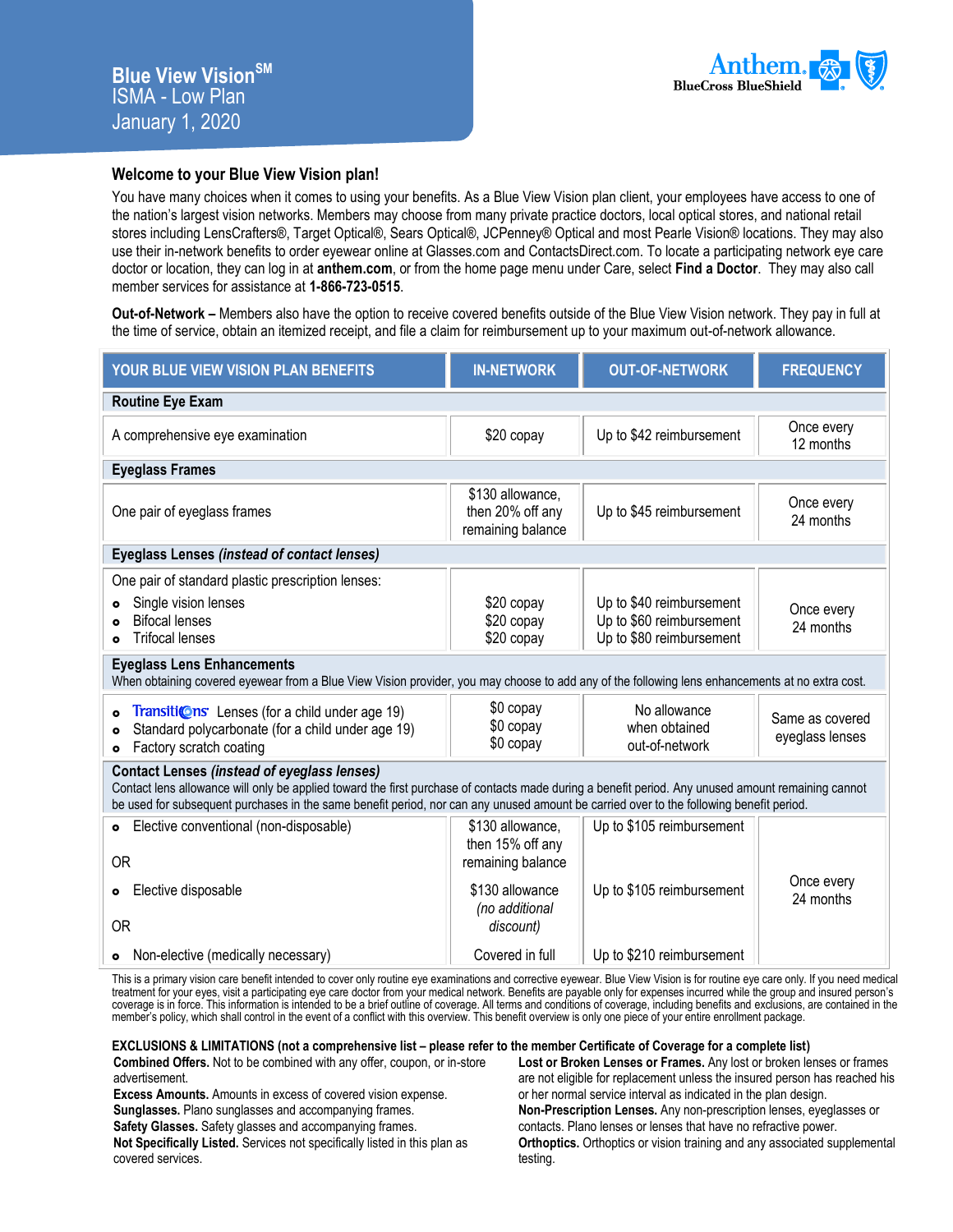# Blue View Vision[SM]

## ISMA - Low Plan

## January 1, 2020

Anthem. BlueCross BlueShield

### Welcome to your Blue View Vision plan!

You have many choices when it comes to using your benefits. As a Blue View Vision plan client, your employees have access to one of the nation's largest vision networks. Members may choose from many private practice doctors, local optical stores, and national retail stores including LensCrafters®, Target Optical®, Sears Optical®, JCPenney® Optical and most Pearle Vision® locations. They may also use their in-network benefits to order eyewear online at Glasses.com and ContactsDirect.com. To locate a participating network eye care doctor or location, they can log in at **anthem.com**, or from the home page menu under Care, select **Find a Doctor**. They may also call member services for assistance at **1-866-723-0515**.

**Out-of-Network –** Members also have the option to receive covered benefits outside of the Blue View Vision network. They pay in full at the time of service, obtain an itemized receipt, and file a claim for reimbursement up to your maximum out-of-network allowance.

| YOUR BLUE VIEW VISION PLAN BENEFITS | IN-NETWORK | OUT-OF-NETWORK | FREQUENCY |
|---|---|---|---|
| **Routine Eye Exam** | | | |
| A comprehensive eye examination | $20 copay | Up to $42 reimbursement | Once every 12 months |
| **Eyeglass Frames** | | | |
| One pair of eyeglass frames | $130 allowance, then 20% off any remaining balance | Up to $45 reimbursement | Once every 24 months |
| **Eyeglass Lenses *(instead of contact lenses)*** | | | |
| One pair of standard plastic prescription lenses:<br>• Single vision lenses<br>• Bifocal lenses<br>• Trifocal lenses | <br>$20 copay<br>$20 copay<br>$20 copay | <br>Up to $40 reimbursement<br>Up to $60 reimbursement<br>Up to $80 reimbursement | Once every 24 months |
| **Eyeglass Lens Enhancements**<br>When obtaining covered eyewear from a Blue View Vision provider, you may choose to add any of the following lens enhancements at no extra cost. | | | |
| • Transitions Lenses (for a child under age 19)<br>• Standard polycarbonate (for a child under age 19)<br>• Factory scratch coating | $0 copay<br>$0 copay<br>$0 copay | No allowance when obtained out-of-network | Same as covered eyeglass lenses |
| **Contact Lenses *(instead of eyeglass lenses)***<br>Contact lens allowance will only be applied toward the first purchase of contacts made during a benefit period. Any unused amount remaining cannot be used for subsequent purchases in the same benefit period, nor can any unused amount be carried over to the following benefit period. | | | |
| • Elective conventional (non-disposable) | $130 allowance, then 15% off any remaining balance | Up to $105 reimbursement | Once every 24 months |
| OR | | | |
| • Elective disposable | $130 allowance *(no additional discount)* | Up to $105 reimbursement | |
| OR | | | |
| • Non-elective (medically necessary) | Covered in full | Up to $210 reimbursement | |

This is a primary vision care benefit intended to cover only routine eye examinations and corrective eyewear. Blue View Vision is for routine eye care only. If you need medical treatment for your eyes, visit a participating eye care doctor from your medical network. Benefits are payable only for expenses incurred while the group and insured person's coverage is in force. This information is intended to be a brief outline of coverage. All terms and conditions of coverage, including benefits and exclusions, are contained in the member's policy, which shall control in the event of a conflict with this overview. This benefit overview is only one piece of your entire enrollment package.

**EXCLUSIONS & LIMITATIONS (not a comprehensive list – please refer to the member Certificate of Coverage for a complete list)**

**Combined Offers.** Not to be combined with any offer, coupon, or in-store advertisement.
**Excess Amounts.** Amounts in excess of covered vision expense.
**Sunglasses.** Plano sunglasses and accompanying frames.
**Safety Glasses.** Safety glasses and accompanying frames.
**Not Specifically Listed.** Services not specifically listed in this plan as covered services.
**Lost or Broken Lenses or Frames.** Any lost or broken lenses or frames are not eligible for replacement unless the insured person has reached his or her normal service interval as indicated in the plan design.
**Non-Prescription Lenses.** Any non-prescription lenses, eyeglasses or contacts. Plano lenses or lenses that have no refractive power.
**Orthoptics.** Orthoptics or vision training and any associated supplemental testing.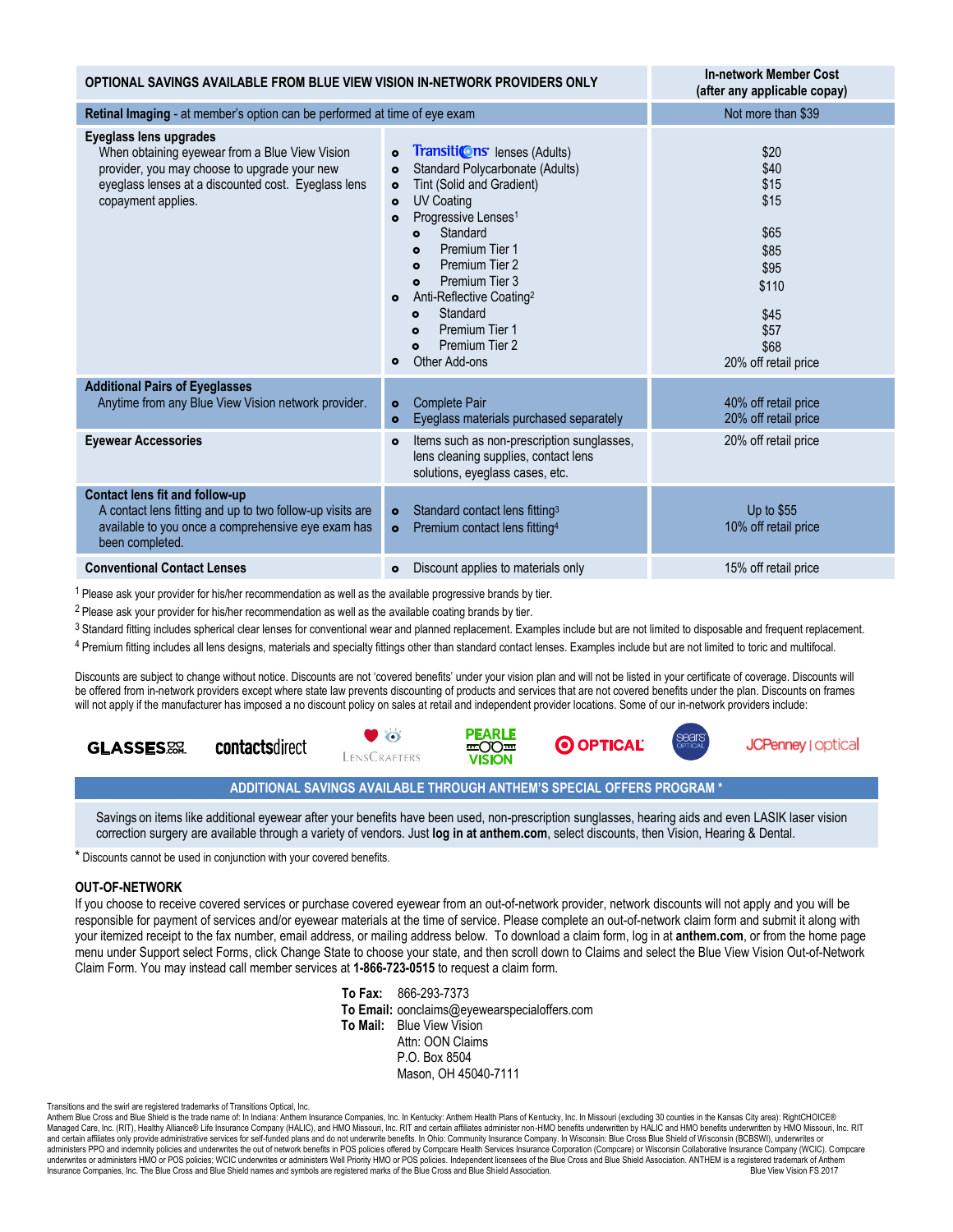| OPTIONAL SAVINGS AVAILABLE FROM BLUE VIEW VISION IN-NETWORK PROVIDERS ONLY | | In-network Member Cost (after any applicable copay) |
|---|---|---|
| **Retinal Imaging** - at member's option can be performed at time of eye exam | | Not more than $39 |
| **Eyeglass lens upgrades**<br>When obtaining eyewear from a Blue View Vision provider, you may choose to upgrade your new eyeglass lenses at a discounted cost. Eyeglass lens copayment applies. | • Transitions lenses (Adults)<br>• Standard Polycarbonate (Adults)<br>• Tint (Solid and Gradient)<br>• UV Coating<br>• Progressive Lenses[1]<br>  ◦ Standard<br>  ◦ Premium Tier 1<br>  ◦ Premium Tier 2<br>  ◦ Premium Tier 3<br>• Anti-Reflective Coating[2]<br>  ◦ Standard<br>  ◦ Premium Tier 1<br>  ◦ Premium Tier 2<br>• Other Add-ons | $20<br>$40<br>$15<br>$15<br><br>$65<br>$85<br>$95<br>$110<br><br>$45<br>$57<br>$68<br>20% off retail price |
| **Additional Pairs of Eyeglasses**<br>Anytime from any Blue View Vision network provider. | • Complete Pair<br>• Eyeglass materials purchased separately | 40% off retail price<br>20% off retail price |
| **Eyewear Accessories** | • Items such as non-prescription sunglasses, lens cleaning supplies, contact lens solutions, eyeglass cases, etc. | 20% off retail price |
| **Contact lens fit and follow-up**<br>A contact lens fitting and up to two follow-up visits are available to you once a comprehensive eye exam has been completed. | • Standard contact lens fitting[3]<br>• Premium contact lens fitting[4] | Up to $55<br>10% off retail price |
| **Conventional Contact Lenses** | • Discount applies to materials only | 15% off retail price |

[1] Please ask your provider for his/her recommendation as well as the available progressive brands by tier.

[2] Please ask your provider for his/her recommendation as well as the available coating brands by tier.

[3] Standard fitting includes spherical clear lenses for conventional wear and planned replacement. Examples include but are not limited to disposable and frequent replacement.

[4] Premium fitting includes all lens designs, materials and specialty fittings other than standard contact lenses. Examples include but are not limited to toric and multifocal.

Discounts are subject to change without notice. Discounts are not 'covered benefits' under your vision plan and will not be listed in your certificate of coverage. Discounts will be offered from in-network providers except where state law prevents discounting of products and services that are not covered benefits under the plan. Discounts on frames will not apply if the manufacturer has imposed a no discount policy on sales at retail and independent provider locations. Some of our in-network providers include:

GLASSES.COM | contactsdirect | LensCrafters | Pearle Vision | Target Optical | Sears Optical | JCPenney | optical

## ADDITIONAL SAVINGS AVAILABLE THROUGH ANTHEM'S SPECIAL OFFERS PROGRAM *

Savings on items like additional eyewear after your benefits have been used, non-prescription sunglasses, hearing aids and even LASIK laser vision correction surgery are available through a variety of vendors. Just **log in at anthem.com**, select discounts, then Vision, Hearing & Dental.

* Discounts cannot be used in conjunction with your covered benefits.

## OUT-OF-NETWORK

If you choose to receive covered services or purchase covered eyewear from an out-of-network provider, network discounts will not apply and you will be responsible for payment of services and/or eyewear materials at the time of service. Please complete an out-of-network claim form and submit it along with your itemized receipt to the fax number, email address, or mailing address below. To download a claim form, log in at **anthem.com**, or from the home page menu under Support select Forms, click Change State to choose your state, and then scroll down to Claims and select the Blue View Vision Out-of-Network Claim Form. You may instead call member services at **1-866-723-0515** to request a claim form.

**To Fax:** 866-293-7373
**To Email:** oonclaims@eyewearspecialoffers.com
**To Mail:** Blue View Vision
Attn: OON Claims
P.O. Box 8504
Mason, OH 45040-7111

Transitions and the swirl are registered trademarks of Transitions Optical, Inc.
Anthem Blue Cross and Blue Shield is the trade name of: In Indiana: Anthem Insurance Companies, Inc. In Kentucky: Anthem Health Plans of Kentucky, Inc. In Missouri (excluding 30 counties in the Kansas City area): RightCHOICE® Managed Care, Inc. (RIT), Healthy Alliance® Life Insurance Company (HALIC), and HMO Missouri, Inc. RIT and certain affiliates administer non-HMO benefits underwritten by HALIC and HMO benefits underwritten by HMO Missouri, Inc. RIT and certain affiliates only provide administrative services for self-funded plans and do not underwrite benefits. In Ohio: Community Insurance Company. In Wisconsin: Blue Cross Blue Shield of Wisconsin (BCBSWI), underwrites or administers PPO and indemnity policies and underwrites the out of network benefits in POS policies offered by Compcare Health Services Insurance Corporation (Compcare) or Wisconsin Collaborative Insurance Company (WCIC). Compcare underwrites or administers HMO or POS policies; WCIC underwrites or administers Well Priority HMO or POS policies. Independent licensees of the Blue Cross and Blue Shield Association. ANTHEM is a registered trademark of Anthem Insurance Companies, Inc. The Blue Cross and Blue Shield names and symbols are registered marks of the Blue Cross and Blue Shield Association. Blue View Vision FS 2017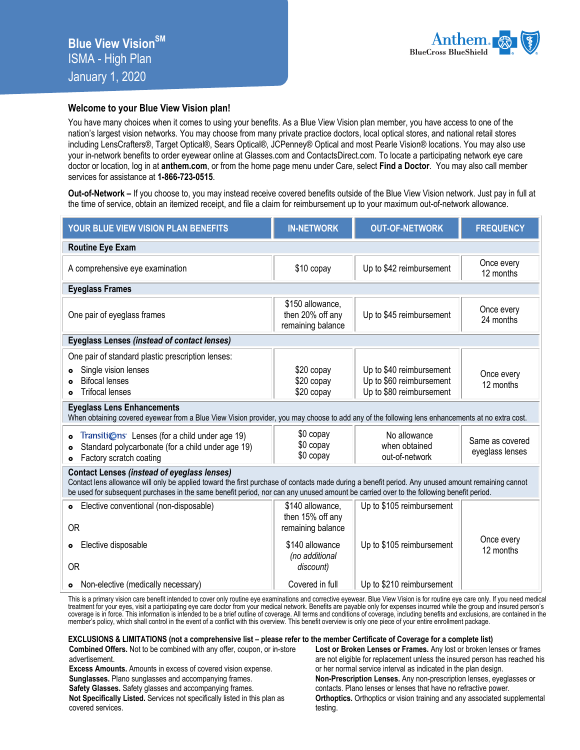# Blue View Vision[SM]

ISMA - High Plan

January 1, 2020

Anthem. BlueCross BlueShield

## Welcome to your Blue View Vision plan!

You have many choices when it comes to using your benefits. As a Blue View Vision plan member, you have access to one of the nation's largest vision networks. You may choose from many private practice doctors, local optical stores, and national retail stores including LensCrafters®, Target Optical®, Sears Optical®, JCPenney® Optical and most Pearle Vision® locations. You may also use your in-network benefits to order eyewear online at Glasses.com and ContactsDirect.com. To locate a participating network eye care doctor or location, log in at **anthem.com**, or from the home page menu under Care, select **Find a Doctor**. You may also call member services for assistance at **1-866-723-0515**.

**Out-of-Network –** If you choose to, you may instead receive covered benefits outside of the Blue View Vision network. Just pay in full at the time of service, obtain an itemized receipt, and file a claim for reimbursement up to your maximum out-of-network allowance.

| YOUR BLUE VIEW VISION PLAN BENEFITS | IN-NETWORK | OUT-OF-NETWORK | FREQUENCY |
|---|---|---|---|
| **Routine Eye Exam** | | | |
| A comprehensive eye examination | $10 copay | Up to $42 reimbursement | Once every 12 months |
| **Eyeglass Frames** | | | |
| One pair of eyeglass frames | $150 allowance, then 20% off any remaining balance | Up to $45 reimbursement | Once every 24 months |
| **Eyeglass Lenses** *(instead of contact lenses)* | | | |
| One pair of standard plastic prescription lenses: | | | |
| • Single vision lenses | $20 copay | Up to $40 reimbursement | Once every 12 months |
| • Bifocal lenses | $20 copay | Up to $60 reimbursement | |
| • Trifocal lenses | $20 copay | Up to $80 reimbursement | |
| **Eyeglass Lens Enhancements** When obtaining covered eyewear from a Blue View Vision provider, you may choose to add any of the following lens enhancements at no extra cost. | | | |
| • Transitions Lenses (for a child under age 19) | $0 copay | No allowance when obtained out-of-network | Same as covered eyeglass lenses |
| • Standard polycarbonate (for a child under age 19) | $0 copay | | |
| • Factory scratch coating | $0 copay | | |
| **Contact Lenses** *(instead of eyeglass lenses)* Contact lens allowance will only be applied toward the first purchase of contacts made during a benefit period. Any unused amount remaining cannot be used for subsequent purchases in the same benefit period, nor can any unused amount be carried over to the following benefit period. | | | |
| • Elective conventional (non-disposable) | $140 allowance, then 15% off any remaining balance | Up to $105 reimbursement | Once every 12 months |
| OR | | | |
| • Elective disposable | $140 allowance *(no additional discount)* | Up to $105 reimbursement | |
| OR | | | |
| • Non-elective (medically necessary) | Covered in full | Up to $210 reimbursement | |

This is a primary vision care benefit intended to cover only routine eye examinations and corrective eyewear. Blue View Vision is for routine eye care only. If you need medical treatment for your eyes, visit a participating eye care doctor from your medical network. Benefits are payable only for expenses incurred while the group and insured person's coverage is in force. This information is intended to be a brief outline of coverage. All terms and conditions of coverage, including benefits and exclusions, are contained in the member's policy, which shall control in the event of a conflict with this overview. This benefit overview is only one piece of your entire enrollment package.

**EXCLUSIONS & LIMITATIONS (not a comprehensive list – please refer to the member Certificate of Coverage for a complete list)**

**Combined Offers.** Not to be combined with any offer, coupon, or in-store advertisement.
**Excess Amounts.** Amounts in excess of covered vision expense.
**Sunglasses.** Plano sunglasses and accompanying frames.
**Safety Glasses.** Safety glasses and accompanying frames.
**Not Specifically Listed.** Services not specifically listed in this plan as covered services.
**Lost or Broken Lenses or Frames.** Any lost or broken lenses or frames are not eligible for replacement unless the insured person has reached his or her normal service interval as indicated in the plan design.
**Non-Prescription Lenses.** Any non-prescription lenses, eyeglasses or contacts. Plano lenses or lenses that have no refractive power.
**Orthoptics.** Orthoptics or vision training and any associated supplemental testing.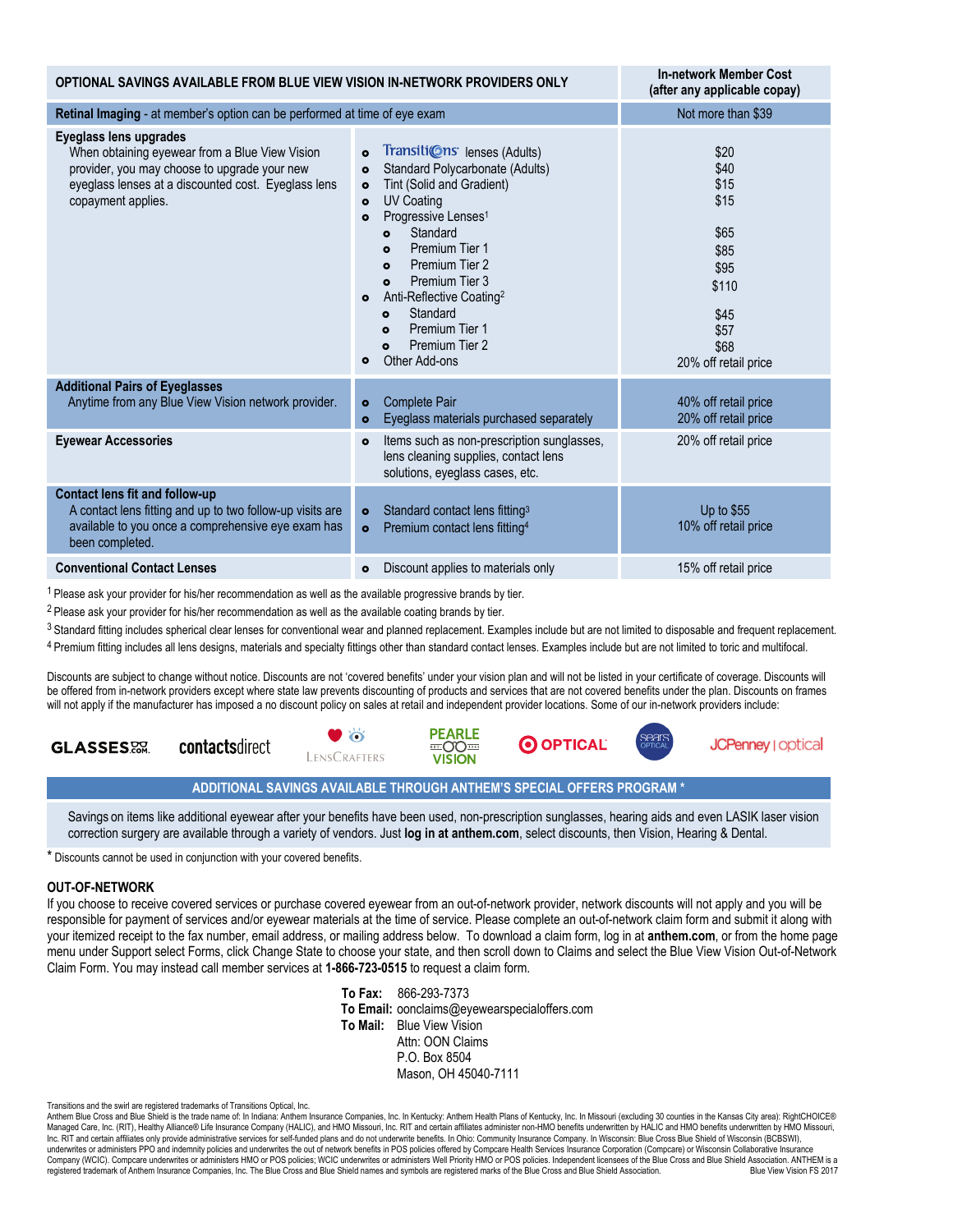| OPTIONAL SAVINGS AVAILABLE FROM BLUE VIEW VISION IN-NETWORK PROVIDERS ONLY | | In-network Member Cost (after any applicable copay) |
|---|---|---|
| **Retinal Imaging** - at member's option can be performed at time of eye exam | | Not more than $39 |
| **Eyeglass lens upgrades**<br>When obtaining eyewear from a Blue View Vision provider, you may choose to upgrade your new eyeglass lenses at a discounted cost. Eyeglass lens copayment applies. | • Transitions lenses (Adults)<br>• Standard Polycarbonate (Adults)<br>• Tint (Solid and Gradient)<br>• UV Coating<br>• Progressive Lenses[1]<br>  ◦ Standard<br>  ◦ Premium Tier 1<br>  ◦ Premium Tier 2<br>  ◦ Premium Tier 3<br>• Anti-Reflective Coating[2]<br>  ◦ Standard<br>  ◦ Premium Tier 1<br>  ◦ Premium Tier 2<br>• Other Add-ons | $20<br>$40<br>$15<br>$15<br><br>$65<br>$85<br>$95<br>$110<br><br>$45<br>$57<br>$68<br>20% off retail price |
| **Additional Pairs of Eyeglasses**<br>Anytime from any Blue View Vision network provider. | • Complete Pair<br>• Eyeglass materials purchased separately | 40% off retail price<br>20% off retail price |
| **Eyewear Accessories** | • Items such as non-prescription sunglasses, lens cleaning supplies, contact lens solutions, eyeglass cases, etc. | 20% off retail price |
| **Contact lens fit and follow-up**<br>A contact lens fitting and up to two follow-up visits are available to you once a comprehensive eye exam has been completed. | • Standard contact lens fitting[3]<br>• Premium contact lens fitting[4] | Up to $55<br>10% off retail price |
| **Conventional Contact Lenses** | • Discount applies to materials only | 15% off retail price |

[1] Please ask your provider for his/her recommendation as well as the available progressive brands by tier.

[2] Please ask your provider for his/her recommendation as well as the available coating brands by tier.

[3] Standard fitting includes spherical clear lenses for conventional wear and planned replacement. Examples include but are not limited to disposable and frequent replacement.

[4] Premium fitting includes all lens designs, materials and specialty fittings other than standard contact lenses. Examples include but are not limited to toric and multifocal.

Discounts are subject to change without notice. Discounts are not 'covered benefits' under your vision plan and will not be listed in your certificate of coverage. Discounts will be offered from in-network providers except where state law prevents discounting of products and services that are not covered benefits under the plan. Discounts on frames will not apply if the manufacturer has imposed a no discount policy on sales at retail and independent provider locations. Some of our in-network providers include:

GLASSES.COM   contactsdirect   LENSCRAFTERS   PEARLE VISION   OPTICAL   sears OPTICAL   JCPenney | optical

## ADDITIONAL SAVINGS AVAILABLE THROUGH ANTHEM'S SPECIAL OFFERS PROGRAM *

Savings on items like additional eyewear after your benefits have been used, non-prescription sunglasses, hearing aids and even LASIK laser vision correction surgery are available through a variety of vendors. Just **log in at anthem.com**, select discounts, then Vision, Hearing & Dental.

* Discounts cannot be used in conjunction with your covered benefits.

### OUT-OF-NETWORK

If you choose to receive covered services or purchase covered eyewear from an out-of-network provider, network discounts will not apply and you will be responsible for payment of services and/or eyewear materials at the time of service. Please complete an out-of-network claim form and submit it along with your itemized receipt to the fax number, email address, or mailing address below. To download a claim form, log in at **anthem.com**, or from the home page menu under Support select Forms, click Change State to choose your state, and then scroll down to Claims and select the Blue View Vision Out-of-Network Claim Form. You may instead call member services at **1-866-723-0515** to request a claim form.

**To Fax:** 866-293-7373
**To Email:** oonclaims@eyewearspecialoffers.com
**To Mail:** Blue View Vision
Attn: OON Claims
P.O. Box 8504
Mason, OH 45040-7111

Transitions and the swirl are registered trademarks of Transitions Optical, Inc.
Anthem Blue Cross and Blue Shield is the trade name of: In Indiana: Anthem Insurance Companies, Inc. In Kentucky: Anthem Health Plans of Kentucky, Inc. In Missouri (excluding 30 counties in the Kansas City area): RightCHOICE® Managed Care, Inc. (RIT), Healthy Alliance® Life Insurance Company (HALIC), and HMO Missouri, Inc. RIT and certain affiliates administer non-HMO benefits underwritten by HALIC and HMO benefits underwritten by HMO Missouri, Inc. RIT and certain affiliates only provide administrative services for self-funded plans and do not underwrite benefits. In Ohio: Community Insurance Company. In Wisconsin: Blue Cross Blue Shield of Wisconsin (BCBSWI), underwrites or administers PPO and indemnity policies and underwrites the out of network benefits in POS policies offered by Compcare Health Services Insurance Corporation (Compcare) or Wisconsin Collaborative Insurance Company (WCIC). Compcare underwrites or administers HMO or POS policies; WCIC underwrites or administers Well Priority HMO or POS policies. Independent licensees of the Blue Cross and Blue Shield Association. ANTHEM is a registered trademark of Anthem Insurance Companies, Inc. The Blue Cross and Blue Shield names and symbols are registered marks of the Blue Cross and Blue Shield Association. Blue View Vision FS 2017